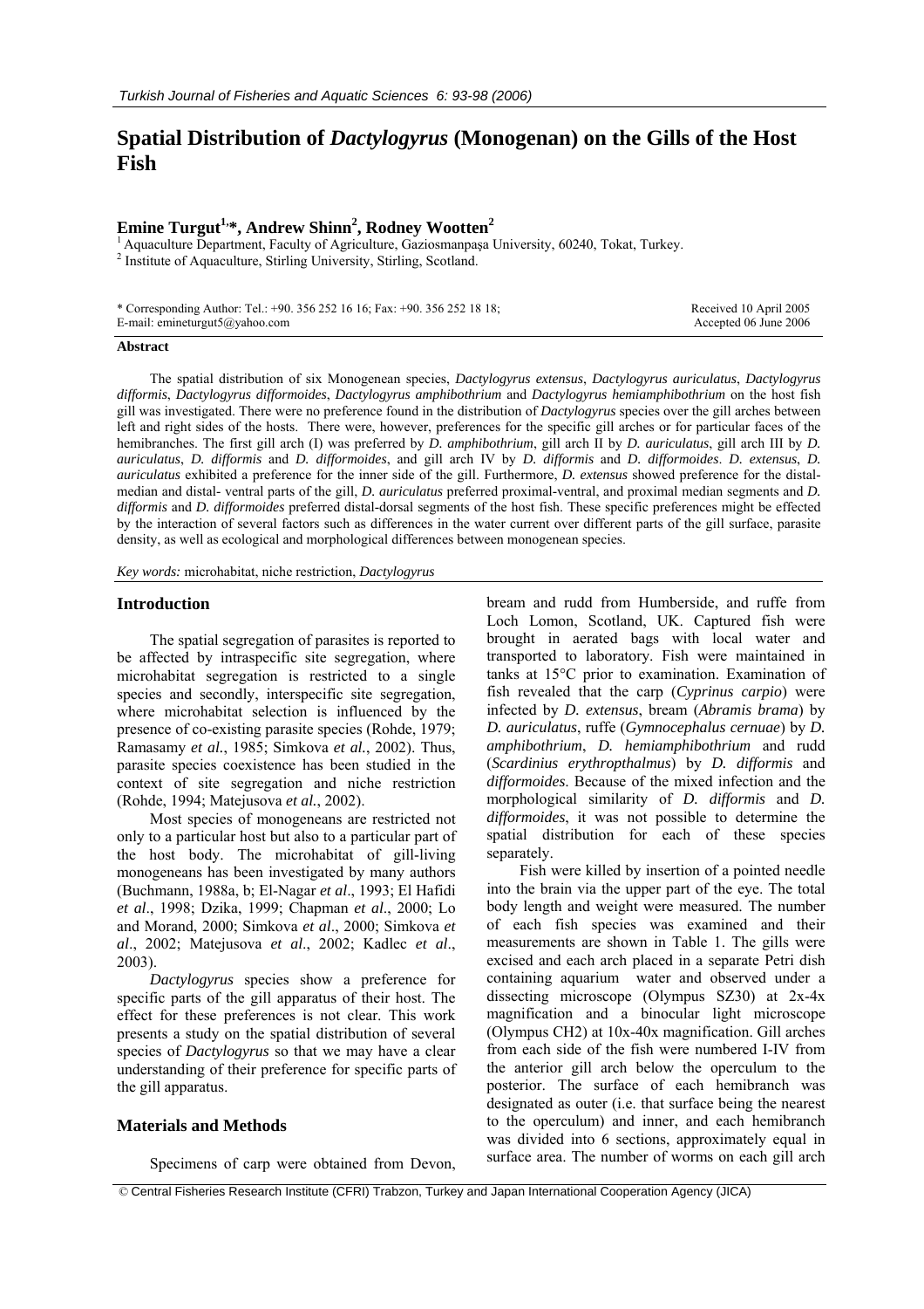# Spatial Distribution of *Dactylogyrus* (Monogenan) on the Gills of the Host Fish

## Emine Turgut[1,*], Andrew Shinn[2], Rodney Wootten[2]

[1] Aquaculture Department, Faculty of Agriculture, Gaziosmanpaşa University, 60240, Tokat, Turkey.
[2] Institute of Aquaculture, Stirling University, Stirling, Scotland.

\* Corresponding Author: Tel.: +90. 356 252 16 16; Fax: +90. 356 252 18 18;
E-mail: emineturgut5@yahoo.com

Received 10 April 2005
Accepted 06 June 2006

### Abstract

The spatial distribution of six Monogenean species, *Dactylogyrus extensus*, *Dactylogyrus auriculatus*, *Dactylogyrus difformis*, *Dactylogyrus difformoides*, *Dactylogyrus amphibothrium* and *Dactylogyrus hemiamphibothrium* on the host fish gill was investigated. There were no preference found in the distribution of *Dactylogyrus* species over the gill arches between left and right sides of the hosts. There were, however, preferences for the specific gill arches or for particular faces of the hemibranches. The first gill arch (I) was preferred by *D. amphibothrium*, gill arch II by *D. auriculatus*, gill arch III by *D. auriculatus*, *D. difformis* and *D. difformoides*, and gill arch IV by *D. difformis* and *D. difformoides*. *D. extensus*, *D. auriculatus* exhibited a preference for the inner side of the gill. Furthermore, *D. extensus* showed preference for the distal-median and distal- ventral parts of the gill, *D. auriculatus* preferred proximal-ventral, and proximal median segments and *D. difformis* and *D. difformoides* preferred distal-dorsal segments of the host fish. These specific preferences might be effected by the interaction of several factors such as differences in the water current over different parts of the gill surface, parasite density, as well as ecological and morphological differences between monogenean species.

*Key words:* microhabitat, niche restriction, *Dactylogyrus*

## Introduction

The spatial segregation of parasites is reported to be affected by intraspecific site segregation, where microhabitat segregation is restricted to a single species and secondly, interspecific site segregation, where microhabitat selection is influenced by the presence of co-existing parasite species (Rohde, 1979; Ramasamy *et al.*, 1985; Simkova *et al.*, 2002). Thus, parasite species coexistence has been studied in the context of site segregation and niche restriction (Rohde, 1994; Matejusova *et al.*, 2002).

Most species of monogeneans are restricted not only to a particular host but also to a particular part of the host body. The microhabitat of gill-living monogeneans has been investigated by many authors (Buchmann, 1988a, b; El-Nagar *et al*., 1993; El Hafidi *et al*., 1998; Dzika, 1999; Chapman *et al*., 2000; Lo and Morand, 2000; Simkova *et al*., 2000; Simkova *et al*., 2002; Matejusova *et al*., 2002; Kadlec *et al*., 2003).

*Dactylogyrus* species show a preference for specific parts of the gill apparatus of their host. The effect for these preferences is not clear. This work presents a study on the spatial distribution of several species of *Dactylogyrus* so that we may have a clear understanding of their preference for specific parts of the gill apparatus.

## Materials and Methods

Specimens of carp were obtained from Devon, bream and rudd from Humberside, and ruffe from Loch Lomon, Scotland, UK. Captured fish were brought in aerated bags with local water and transported to laboratory. Fish were maintained in tanks at 15°C prior to examination. Examination of fish revealed that the carp (*Cyprinus carpio*) were infected by *D. extensus*, bream (*Abramis brama*) by *D. auriculatus*, ruffe (*Gymnocephalus cernuae*) by *D. amphibothrium*, *D. hemiamphibothrium* and rudd (*Scardinius erythropthalmus*) by *D. difformis* and *difformoides*. Because of the mixed infection and the morphological similarity of *D. difformis* and *D. difformoides*, it was not possible to determine the spatial distribution for each of these species separately.

Fish were killed by insertion of a pointed needle into the brain via the upper part of the eye. The total body length and weight were measured. The number of each fish species was examined and their measurements are shown in Table 1. The gills were excised and each arch placed in a separate Petri dish containing aquarium water and observed under a dissecting microscope (Olympus SZ30) at 2x-4x magnification and a binocular light microscope (Olympus CH2) at 10x-40x magnification. Gill arches from each side of the fish were numbered I-IV from the anterior gill arch below the operculum to the posterior. The surface of each hemibranch was designated as outer (i.e. that surface being the nearest to the operculum) and inner, and each hemibranch was divided into 6 sections, approximately equal in surface area. The number of worms on each gill arch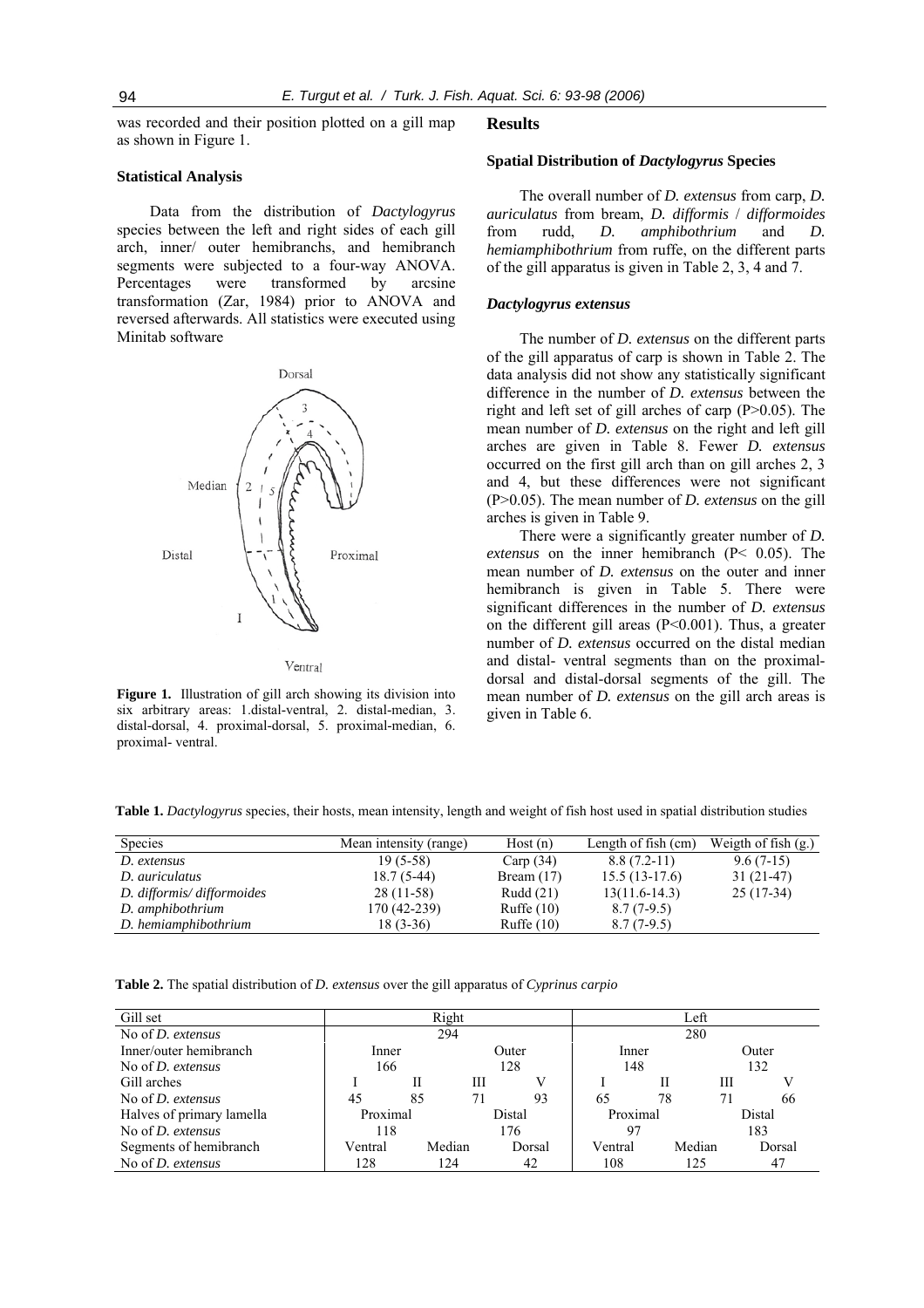was recorded and their position plotted on a gill map as shown in Figure 1.

### Statistical Analysis

Data from the distribution of *Dactylogyrus* species between the left and right sides of each gill arch, inner/ outer hemibranchs, and hemibranch segments were subjected to a four-way ANOVA. Percentages were transformed by arcsine transformation (Zar, 1984) prior to ANOVA and reversed afterwards. All statistics were executed using Minitab software

**Figure 1.** Illustration of gill arch showing its division into six arbitrary areas: 1.distal-ventral, 2. distal-median, 3. distal-dorsal, 4. proximal-dorsal, 5. proximal-median, 6. proximal- ventral.

## Results

### Spatial Distribution of *Dactylogyrus* Species

The overall number of *D. extensus* from carp, *D. auriculatus* from bream, *D. difformis* / *difformoides* from rudd, *D. amphibothrium* and *D. hemiamphibothrium* from ruffe, on the different parts of the gill apparatus is given in Table 2, 3, 4 and 7.

#### *Dactylogyrus extensus*

The number of *D. extensus* on the different parts of the gill apparatus of carp is shown in Table 2. The data analysis did not show any statistically significant difference in the number of *D. extensus* between the right and left set of gill arches of carp ($P>0.05$). The mean number of *D. extensus* on the right and left gill arches are given in Table 8. Fewer *D. extensus* occurred on the first gill arch than on gill arches 2, 3 and 4, but these differences were not significant ($P>0.05$). The mean number of *D. extensus* on the gill arches is given in Table 9.

There were a significantly greater number of *D. extensus* on the inner hemibranch ($P< 0.05$). The mean number of *D. extensus* on the outer and inner hemibranch is given in Table 5. There were significant differences in the number of *D. extensus* on the different gill areas ($P<0.001$). Thus, a greater number of *D. extensus* occurred on the distal median and distal- ventral segments than on the proximal-dorsal and distal-dorsal segments of the gill. The mean number of *D. extensus* on the gill arch areas is given in Table 6.

**Table 1.** *Dactylogyrus* species, their hosts, mean intensity, length and weight of fish host used in spatial distribution studies

| Species | Mean intensity (range) | Host (n) | Length of fish (cm) | Weigth of fish (g.) |
|---|---|---|---|---|
| *D. extensus* | 19 (5-58) | Carp (34) | 8.8 (7.2-11) | 9.6 (7-15) |
| *D. auriculatus* | 18.7 (5-44) | Bream (17) | 15.5 (13-17.6) | 31 (21-47) |
| *D. difformis/ difformoides* | 28 (11-58) | Rudd (21) | 13(11.6-14.3) | 25 (17-34) |
| *D. amphibothrium* | 170 (42-239) | Ruffe (10) | 8.7 (7-9.5) | |
| *D. hemiamphibothrium* | 18 (3-36) | Ruffe (10) | 8.7 (7-9.5) | |

**Table 2.** The spatial distribution of *D. extensus* over the gill apparatus of *Cyprinus carpio*

| Gill set | Right | | | | Left | | | |
|---|---|---|---|---|---|---|---|---|
| No of *D. extensus* | 294 | | | | 280 | | | |
| Inner/outer hemibranch | Inner | | Outer | | Inner | | Outer | |
| No of *D. extensus* | 166 | | 128 | | 148 | | 132 | |
| Gill arches | I | II | III | V | I | II | III | V |
| No of *D. extensus* | 45 | 85 | 71 | 93 | 65 | 78 | 71 | 66 |
| Halves of primary lamella | Proximal | | Distal | | Proximal | | Distal | |
| No of *D. extensus* | 118 | | 176 | | 97 | | 183 | |
| Segments of hemibranch | Ventral | Median | | Dorsal | Ventral | Median | | Dorsal |
| No of *D. extensus* | 128 | 124 | | 42 | 108 | 125 | | 47 |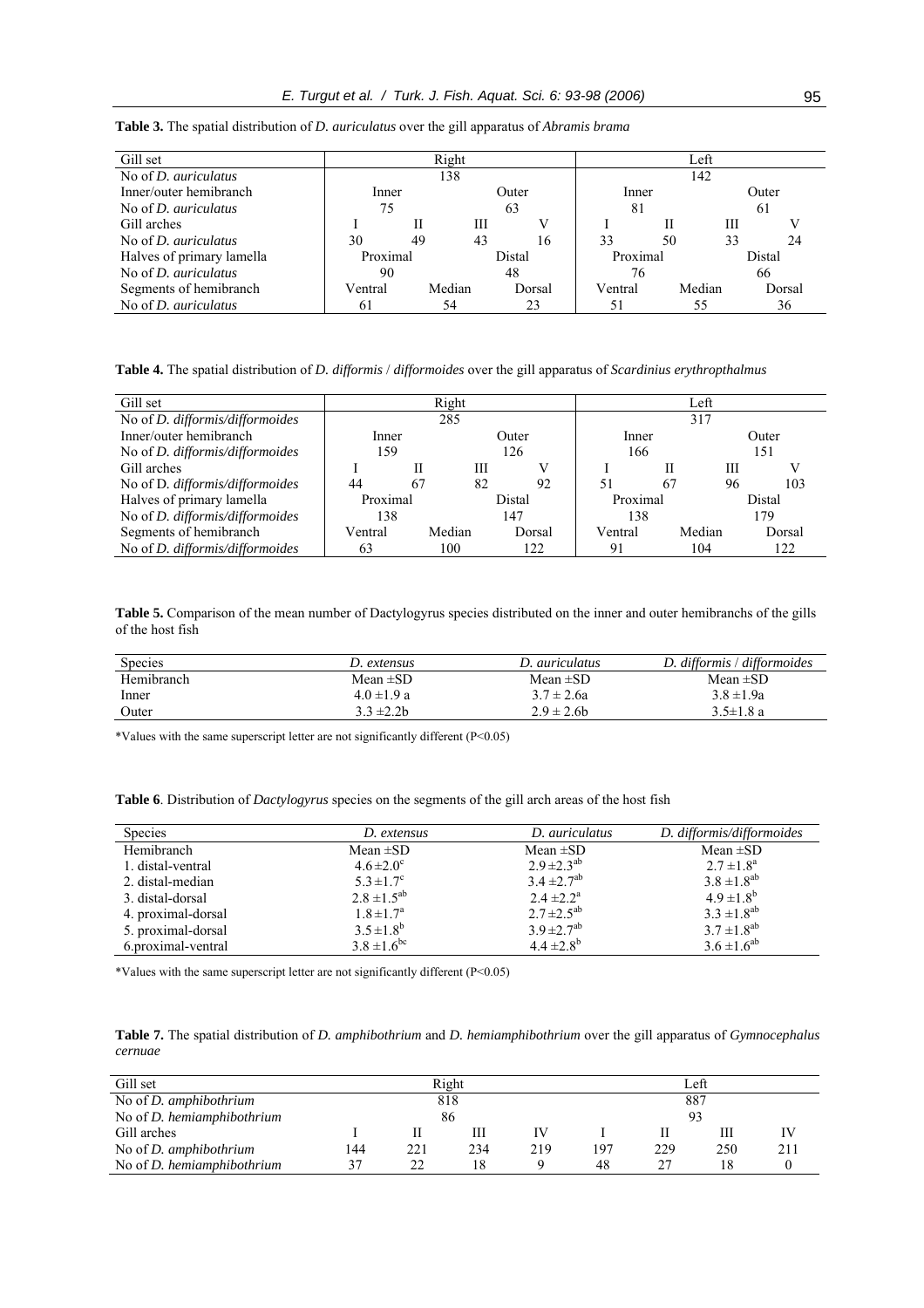**Table 3.** The spatial distribution of *D. auriculatus* over the gill apparatus of *Abramis brama*

| Gill set | Right | | | | | | Left | | | | | |
|---|---|---|---|---|---|---|---|---|---|---|---|---|
| No of *D. auriculatus* | 138 | | | | | | 142 | | | | | |
| Inner/outer hemibranch | Inner | | | Outer | | | Inner | | | Outer | | |
| No of *D. auriculatus* | 75 | | | 63 | | | 81 | | | 61 | | |
| Gill arches | I | II | | III | V | | I | II | | III | V | |
| No of *D. auriculatus* | 30 | 49 | | 43 | 16 | | 33 | 50 | | 33 | 24 | |
| Halves of primary lamella | Proximal | | | Distal | | | Proximal | | | Distal | | |
| No of *D. auriculatus* | 90 | | | 48 | | | 76 | | | 66 | | |
| Segments of hemibranch | Ventral | | Median | | Dorsal | | Ventral | | Median | | Dorsal | |
| No of *D. auriculatus* | 61 | | 54 | | 23 | | 51 | | 55 | | 36 | |

**Table 4.** The spatial distribution of *D. difformis* / *difformoides* over the gill apparatus of *Scardinius erythropthalmus*

| Gill set | Right | | | | | | Left | | | | | |
|---|---|---|---|---|---|---|---|---|---|---|---|---|
| No of *D. difformis/difformoides* | 285 | | | | | | 317 | | | | | |
| Inner/outer hemibranch | Inner | | | Outer | | | Inner | | | Outer | | |
| No of *D. difformis/difformoides* | 159 | | | 126 | | | 166 | | | 151 | | |
| Gill arches | I | II | | III | V | | I | II | | III | V | |
| No of *D. difformis/difformoides* | 44 | 67 | | 82 | 92 | | 51 | 67 | | 96 | 103 | |
| Halves of primary lamella | Proximal | | | Distal | | | Proximal | | | Distal | | |
| No of *D. difformis/difformoides* | 138 | | | 147 | | | 138 | | | 179 | | |
| Segments of hemibranch | Ventral | | Median | | Dorsal | | Ventral | | Median | | Dorsal | |
| No of *D. difformis/difformoides* | 63 | | 100 | | 122 | | 91 | | 104 | | 122 | |

**Table 5.** Comparison of the mean number of Dactylogyrus species distributed on the inner and outer hemibranchs of the gills of the host fish

| Species | *D. extensus* | *D. auriculatus* | *D. difformis / difformoides* |
|---|---|---|---|
| Hemibranch | Mean ±SD | Mean ±SD | Mean ±SD |
| Inner | 4.0 ±1.9 a | 3.7 ± 2.6a | 3.8 ±1.9a |
| Outer | 3.3 ±2.2b | 2.9 ± 2.6b | 3.5±1.8 a |

*Values with the same superscript letter are not significantly different (P<0.05)

**Table 6**. Distribution of *Dactylogyrus* species on the segments of the gill arch areas of the host fish

| Species | *D. extensus* | *D. auriculatus* | *D. difformis/difformoides* |
|---|---|---|---|
| Hemibranch | Mean ±SD | Mean ±SD | Mean ±SD |
| 1. distal-ventral | $4.6 \pm 2.0^{c}$ | $2.9 \pm 2.3^{ab}$ | $2.7 \pm 1.8^{a}$ |
| 2. distal-median | $5.3 \pm 1.7^{c}$ | $3.4 \pm 2.7^{ab}$ | $3.8 \pm 1.8^{ab}$ |
| 3. distal-dorsal | $2.8 \pm 1.5^{ab}$ | $2.4 \pm 2.2^{a}$ | $4.9 \pm 1.8^{b}$ |
| 4. proximal-dorsal | $1.8 \pm 1.7^{a}$ | $2.7 \pm 2.5^{ab}$ | $3.3 \pm 1.8^{ab}$ |
| 5. proximal-dorsal | $3.5 \pm 1.8^{b}$ | $3.9 \pm 2.7^{ab}$ | $3.7 \pm 1.8^{ab}$ |
| 6.proximal-ventral | $3.8 \pm 1.6^{bc}$ | $4.4 \pm 2.8^{b}$ | $3.6 \pm 1.6^{ab}$ |

*Values with the same superscript letter are not significantly different (P<0.05)

**Table 7.** The spatial distribution of *D. amphibothrium* and *D. hemiamphibothrium* over the gill apparatus of *Gymnocephalus cernuae*

| Gill set | Right | | | | Left | | | |
|---|---|---|---|---|---|---|---|---|
| No of *D. amphibothrium* | 818 | | | | 887 | | | |
| No of *D. hemiamphibothrium* | 86 | | | | 93 | | | |
| Gill arches | I | II | III | IV | I | II | III | IV |
| No of *D. amphibothrium* | 144 | 221 | 234 | 219 | 197 | 229 | 250 | 211 |
| No of *D. hemiamphibothrium* | 37 | 22 | 18 | 9 | 48 | 27 | 18 | 0 |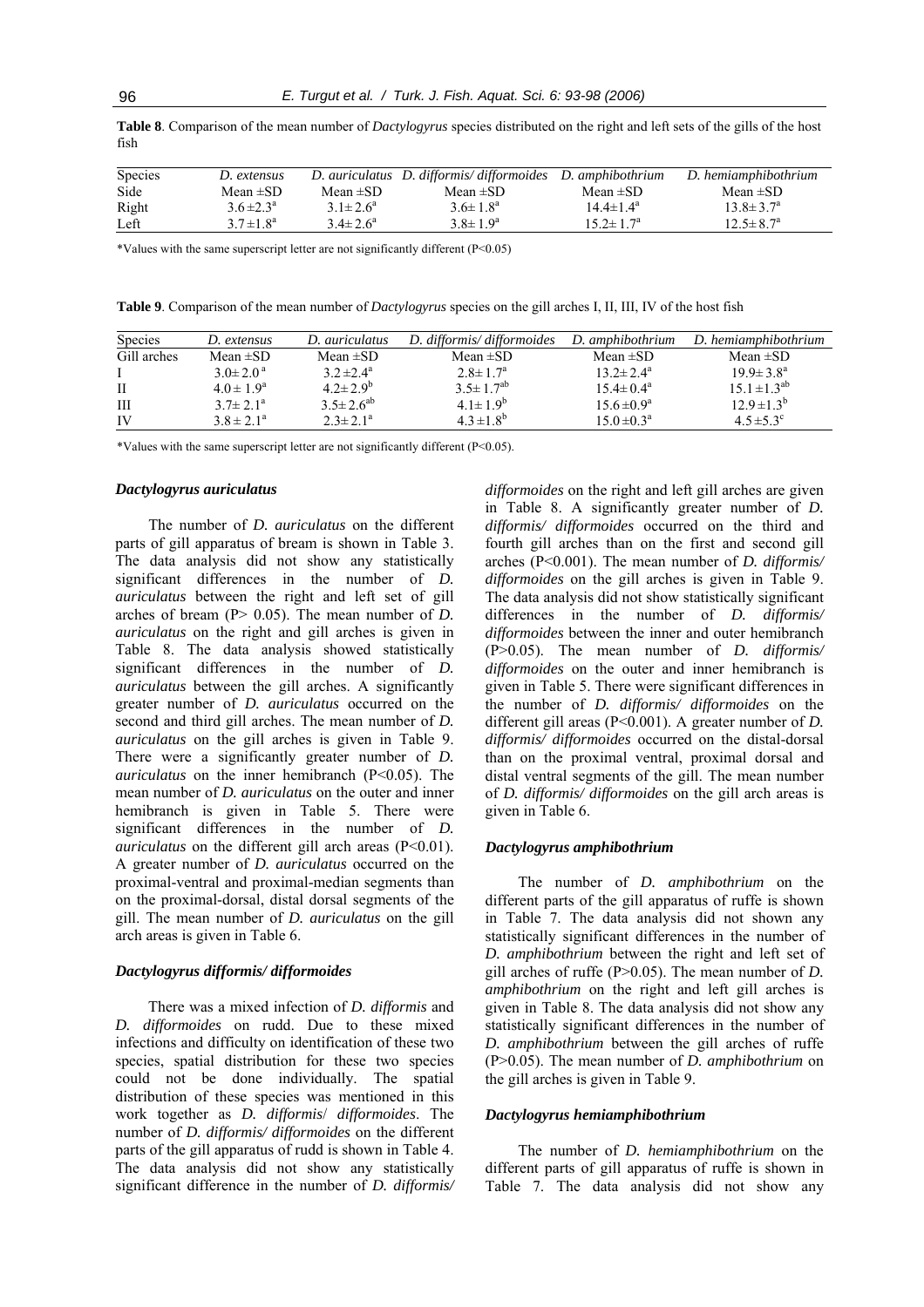**Table 8**. Comparison of the mean number of *Dactylogyrus* species distributed on the right and left sets of the gills of the host fish

| Species | *D. extensus* | *D. auriculatus* | *D. difformis/ difformoides* | *D. amphibothrium* | *D. hemiamphibothrium* |
|---|---|---|---|---|---|
| Side | Mean ±SD | Mean ±SD | Mean ±SD | Mean ±SD | Mean ±SD |
| Right | $3.6 \pm 2.3^{a}$ | $3.1 \pm 2.6^{a}$ | $3.6 \pm 1.8^{a}$ | $14.4 \pm 1.4^{a}$ | $13.8 \pm 3.7^{a}$ |
| Left | $3.7 \pm 1.8^{a}$ | $3.4 \pm 2.6^{a}$ | $3.8 \pm 1.9^{a}$ | $15.2 \pm 1.7^{a}$ | $12.5 \pm 8.7^{a}$ |

*Values with the same superscript letter are not significantly different (P<0.05)

**Table 9**. Comparison of the mean number of *Dactylogyrus* species on the gill arches I, II, III, IV of the host fish

| Species | *D. extensus* | *D. auriculatus* | *D. difformis/ difformoides* | *D. amphibothrium* | *D. hemiamphibothrium* |
|---|---|---|---|---|---|
| Gill arches | Mean ±SD | Mean ±SD | Mean ±SD | Mean ±SD | Mean ±SD |
| I | $3.0 \pm 2.0^{a}$ | $3.2 \pm 2.4^{a}$ | $2.8 \pm 1.7^{a}$ | $13.2 \pm 2.4^{a}$ | $19.9 \pm 3.8^{a}$ |
| II | $4.0 \pm 1.9^{a}$ | $4.2 \pm 2.9^{b}$ | $3.5 \pm 1.7^{ab}$ | $15.4 \pm 0.4^{a}$ | $15.1 \pm 1.3^{ab}$ |
| III | $3.7 \pm 2.1^{a}$ | $3.5 \pm 2.6^{ab}$ | $4.1 \pm 1.9^{b}$ | $15.6 \pm 0.9^{a}$ | $12.9 \pm 1.3^{b}$ |
| IV | $3.8 \pm 2.1^{a}$ | $2.3 \pm 2.1^{a}$ | $4.3 \pm 1.8^{b}$ | $15.0 \pm 0.3^{a}$ | $4.5 \pm 5.3^{c}$ |

*Values with the same superscript letter are not significantly different (P<0.05).

### *Dactylogyrus auriculatus*

The number of *D. auriculatus* on the different parts of gill apparatus of bream is shown in Table 3. The data analysis did not show any statistically significant differences in the number of *D. auriculatus* between the right and left set of gill arches of bream (P> 0.05). The mean number of *D. auriculatus* on the right and gill arches is given in Table 8. The data analysis showed statistically significant differences in the number of *D. auriculatus* between the gill arches. A significantly greater number of *D. auriculatus* occurred on the second and third gill arches. The mean number of *D. auriculatus* on the gill arches is given in Table 9. There were a significantly greater number of *D. auriculatus* on the inner hemibranch (P<0.05). The mean number of *D. auriculatus* on the outer and inner hemibranch is given in Table 5. There were significant differences in the number of *D. auriculatus* on the different gill arch areas (P<0.01). A greater number of *D. auriculatus* occurred on the proximal-ventral and proximal-median segments than on the proximal-dorsal, distal dorsal segments of the gill. The mean number of *D. auriculatus* on the gill arch areas is given in Table 6.

### *Dactylogyrus difformis/ difformoides*

There was a mixed infection of *D. difformis* and *D. difformoides* on rudd. Due to these mixed infections and difficulty on identification of these two species, spatial distribution for these two species could not be done individually. The spatial distribution of these species was mentioned in this work together as *D. difformis*/ *difformoides*. The number of *D. difformis/ difformoides* on the different parts of the gill apparatus of rudd is shown in Table 4. The data analysis did not show any statistically significant difference in the number of *D. difformis/ difformoides* on the right and left gill arches are given in Table 8. A significantly greater number of *D. difformis/ difformoides* occurred on the third and fourth gill arches than on the first and second gill arches (P<0.001). The mean number of *D. difformis/ difformoides* on the gill arches is given in Table 9. The data analysis did not show statistically significant differences in the number of *D. difformis/ difformoides* between the inner and outer hemibranch (P>0.05). The mean number of *D. difformis/ difformoides* on the outer and inner hemibranch is given in Table 5. There were significant differences in the number of *D. difformis/ difformoides* on the different gill areas (P<0.001). A greater number of *D. difformis/ difformoides* occurred on the distal-dorsal than on the proximal ventral, proximal dorsal and distal ventral segments of the gill. The mean number of *D. difformis/ difformoides* on the gill arch areas is given in Table 6.

### *Dactylogyrus amphibothrium*

The number of *D. amphibothrium* on the different parts of the gill apparatus of ruffe is shown in Table 7. The data analysis did not shown any statistically significant differences in the number of *D. amphibothrium* between the right and left set of gill arches of ruffe (P>0.05). The mean number of *D. amphibothrium* on the right and left gill arches is given in Table 8. The data analysis did not show any statistically significant differences in the number of *D. amphibothrium* between the gill arches of ruffe (P>0.05). The mean number of *D. amphibothrium* on the gill arches is given in Table 9.

### *Dactylogyrus hemiamphibothrium*

The number of *D. hemiamphibothrium* on the different parts of gill apparatus of ruffe is shown in Table 7. The data analysis did not show any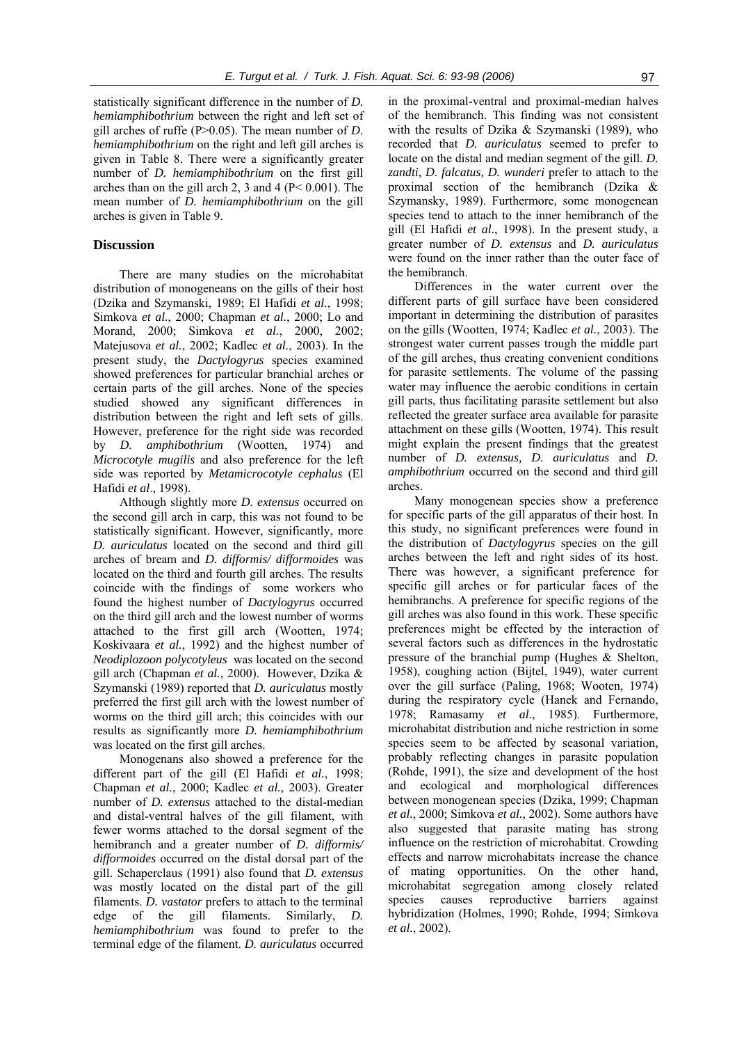statistically significant difference in the number of *D. hemiamphibothrium* between the right and left set of gill arches of ruffe (P>0.05). The mean number of *D. hemiamphibothrium* on the right and left gill arches is given in Table 8. There were a significantly greater number of *D. hemiamphibothrium* on the first gill arches than on the gill arch 2, 3 and 4 (P< 0.001). The mean number of *D. hemiamphibothrium* on the gill arches is given in Table 9.

## Discussion

There are many studies on the microhabitat distribution of monogeneans on the gills of their host (Dzika and Szymanski, 1989; El Hafidi *et al.*, 1998; Simkova *et al.*, 2000; Chapman *et al.*, 2000; Lo and Morand, 2000; Simkova *et al.*, 2000, 2002; Matejusova *et al.*, 2002; Kadlec *et al.*, 2003). In the present study, the *Dactylogyrus* species examined showed preferences for particular branchial arches or certain parts of the gill arches. None of the species studied showed any significant differences in distribution between the right and left sets of gills. However, preference for the right side was recorded by *D. amphibothrium* (Wootten, 1974) and *Microcotyle mugilis* and also preference for the left side was reported by *Metamicrocotyle cephalus* (El Hafidi *et al*., 1998).

Although slightly more *D. extensus* occurred on the second gill arch in carp, this was not found to be statistically significant. However, significantly, more *D. auriculatus* located on the second and third gill arches of bream and *D. difformis/ difformoides* was located on the third and fourth gill arches. The results coincide with the findings of some workers who found the highest number of *Dactylogyrus* occurred on the third gill arch and the lowest number of worms attached to the first gill arch (Wootten, 1974; Koskivaara *et al.*, 1992) and the highest number of *Neodiplozoon polycotyleus* was located on the second gill arch (Chapman *et al.*, 2000). However, Dzika & Szymanski (1989) reported that *D. auriculatus* mostly preferred the first gill arch with the lowest number of worms on the third gill arch; this coincides with our results as significantly more *D. hemiamphibothrium* was located on the first gill arches.

Monogenans also showed a preference for the different part of the gill (El Hafidi *et al.*, 1998; Chapman *et al.*, 2000; Kadlec *et al.*, 2003). Greater number of *D. extensus* attached to the distal-median and distal-ventral halves of the gill filament, with fewer worms attached to the dorsal segment of the hemibranch and a greater number of *D. difformis/ difformoides* occurred on the distal dorsal part of the gill. Schaperclaus (1991) also found that *D. extensus* was mostly located on the distal part of the gill filaments. *D. vastator* prefers to attach to the terminal edge of the gill filaments. Similarly, *D. hemiamphibothrium* was found to prefer to the terminal edge of the filament. *D. auriculatus* occurred in the proximal-ventral and proximal-median halves of the hemibranch. This finding was not consistent with the results of Dzika & Szymanski (1989), who recorded that *D. auriculatus* seemed to prefer to locate on the distal and median segment of the gill. *D. zandti*, *D. falcatus, D. wunderi* prefer to attach to the proximal section of the hemibranch (Dzika & Szymansky, 1989). Furthermore, some monogenean species tend to attach to the inner hemibranch of the gill (El Hafidi *et al.*, 1998). In the present study, a greater number of *D. extensus* and *D. auriculatus* were found on the inner rather than the outer face of the hemibranch.

Differences in the water current over the different parts of gill surface have been considered important in determining the distribution of parasites on the gills (Wootten, 1974; Kadlec *et al.*, 2003). The strongest water current passes trough the middle part of the gill arches, thus creating convenient conditions for parasite settlements. The volume of the passing water may influence the aerobic conditions in certain gill parts, thus facilitating parasite settlement but also reflected the greater surface area available for parasite attachment on these gills (Wootten, 1974). This result might explain the present findings that the greatest number of *D. extensus, D. auriculatus* and *D. amphibothrium* occurred on the second and third gill arches.

Many monogenean species show a preference for specific parts of the gill apparatus of their host. In this study, no significant preferences were found in the distribution of *Dactylogyrus* species on the gill arches between the left and right sides of its host. There was however, a significant preference for specific gill arches or for particular faces of the hemibranchs. A preference for specific regions of the gill arches was also found in this work. These specific preferences might be effected by the interaction of several factors such as differences in the hydrostatic pressure of the branchial pump (Hughes & Shelton, 1958), coughing action (Bijtel, 1949), water current over the gill surface (Paling, 1968; Wooten, 1974) during the respiratory cycle (Hanek and Fernando, 1978; Ramasamy *et al*., 1985). Furthermore, microhabitat distribution and niche restriction in some species seem to be affected by seasonal variation, probably reflecting changes in parasite population (Rohde, 1991), the size and development of the host and ecological and morphological differences between monogenean species (Dzika, 1999; Chapman *et al.*, 2000; Simkova *et al.*, 2002). Some authors have also suggested that parasite mating has strong influence on the restriction of microhabitat. Crowding effects and narrow microhabitats increase the chance of mating opportunities. On the other hand, microhabitat segregation among closely related species causes reproductive barriers against hybridization (Holmes, 1990; Rohde, 1994; Simkova *et al.*, 2002).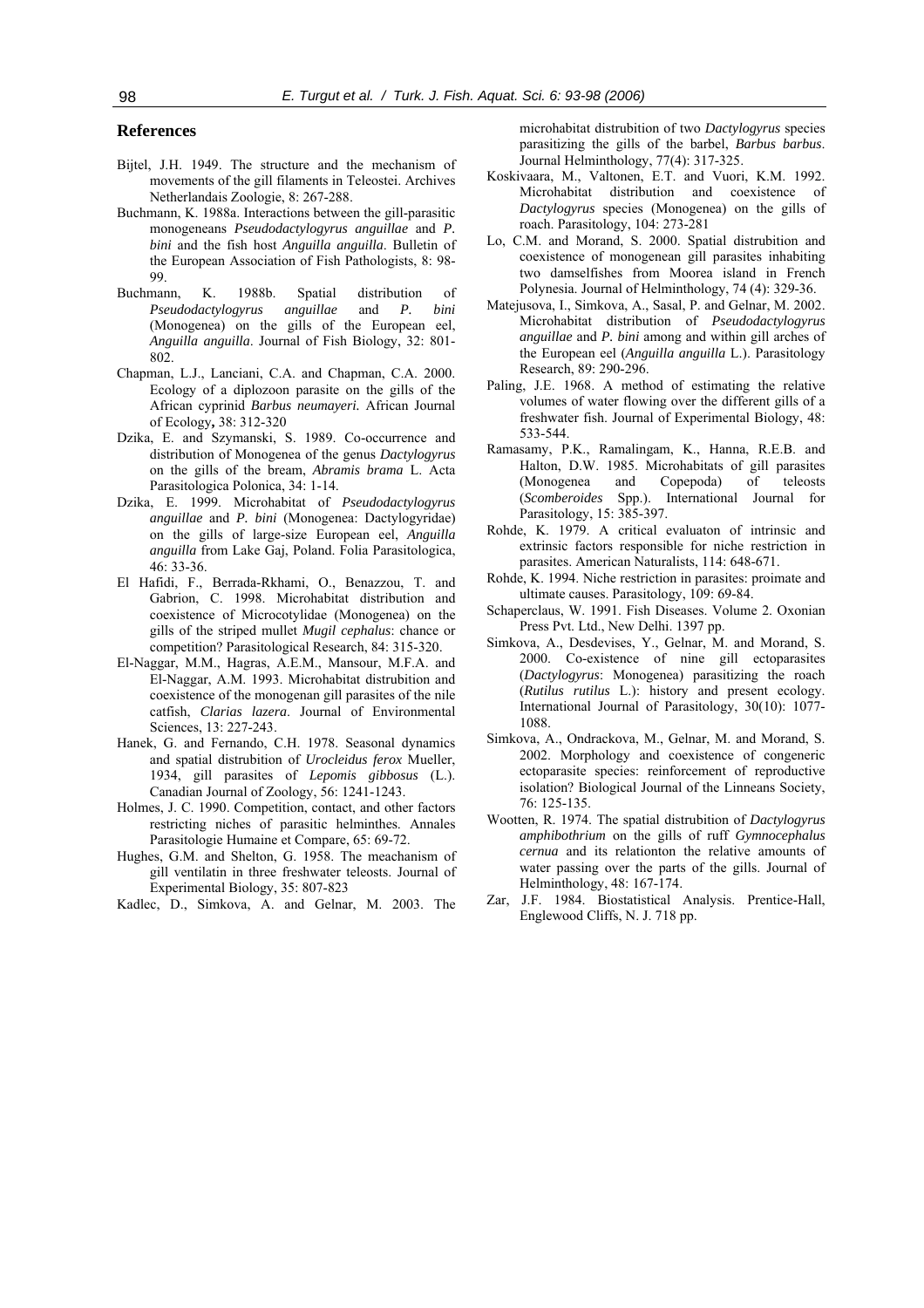## References

Bijtel, J.H. 1949. The structure and the mechanism of movements of the gill filaments in Teleostei. Archives Netherlandais Zoologie, 8: 267-288.

Buchmann, K. 1988a. Interactions between the gill-parasitic monogeneans *Pseudodactylogyrus anguillae* and *P. bini* and the fish host *Anguilla anguilla*. Bulletin of the European Association of Fish Pathologists, 8: 98-99.

Buchmann, K. 1988b. Spatial distribution of *Pseudodactylogyrus anguillae* and *P. bini* (Monogenea) on the gills of the European eel, *Anguilla anguilla*. Journal of Fish Biology, 32: 801-802.

Chapman, L.J., Lanciani, C.A. and Chapman, C.A. 2000. Ecology of a diplozoon parasite on the gills of the African cyprinid *Barbus neumayeri.* African Journal of Ecology**,** 38: 312-320

Dzika, E. and Szymanski, S. 1989. Co-occurrence and distribution of Monogenea of the genus *Dactylogyrus* on the gills of the bream, *Abramis brama* L. Acta Parasitologica Polonica, 34: 1-14.

Dzika, E. 1999. Microhabitat of *Pseudodactylogyrus anguillae* and *P. bini* (Monogenea: Dactylogyridae) on the gills of large-size European eel, *Anguilla anguilla* from Lake Gaj, Poland. Folia Parasitologica, 46: 33-36.

El Hafidi, F., Berrada-Rkhami, O., Benazzou, T. and Gabrion, C. 1998. Microhabitat distribution and coexistence of Microcotylidae (Monogenea) on the gills of the striped mullet *Mugil cephalus*: chance or competition? Parasitological Research, 84: 315-320.

El-Naggar, M.M., Hagras, A.E.M., Mansour, M.F.A. and El-Naggar, A.M. 1993. Microhabitat distrubition and coexistence of the monogenan gill parasites of the nile catfish, *Clarias lazera*. Journal of Environmental Sciences, 13: 227-243.

Hanek, G. and Fernando, C.H. 1978. Seasonal dynamics and spatial distrubition of *Urocleidus ferox* Mueller, 1934, gill parasites of *Lepomis gibbosus* (L.). Canadian Journal of Zoology, 56: 1241-1243.

Holmes, J. C. 1990. Competition, contact, and other factors restricting niches of parasitic helminthes. Annales Parasitologie Humaine et Compare, 65: 69-72.

Hughes, G.M. and Shelton, G. 1958. The meachanism of gill ventilatin in three freshwater teleosts. Journal of Experimental Biology, 35: 807-823

Kadlec, D., Simkova, A. and Gelnar, M. 2003. The microhabitat distrubition of two *Dactylogyrus* species parasitizing the gills of the barbel, *Barbus barbus*. Journal Helminthology, 77(4): 317-325.

Koskivaara, M., Valtonen, E.T. and Vuori, K.M. 1992. Microhabitat distribution and coexistence of *Dactylogyrus* species (Monogenea) on the gills of roach. Parasitology, 104: 273-281

Lo, C.M. and Morand, S. 2000. Spatial distrubition and coexistence of monogenean gill parasites inhabiting two damselfishes from Moorea island in French Polynesia. Journal of Helminthology, 74 (4): 329-36.

Matejusova, I., Simkova, A., Sasal, P. and Gelnar, M. 2002. Microhabitat distribution of *Pseudodactylogyrus anguillae* and *P. bini* among and within gill arches of the European eel (*Anguilla anguilla* L.). Parasitology Research, 89: 290-296.

Paling, J.E. 1968. A method of estimating the relative volumes of water flowing over the different gills of a freshwater fish. Journal of Experimental Biology, 48: 533-544.

Ramasamy, P.K., Ramalingam, K., Hanna, R.E.B. and Halton, D.W. 1985. Microhabitats of gill parasites (Monogenea and Copepoda) of teleosts (*Scomberoides* Spp.). International Journal for Parasitology, 15: 385-397.

Rohde, K. 1979. A critical evaluaton of intrinsic and extrinsic factors responsible for niche restriction in parasites. American Naturalists, 114: 648-671.

Rohde, K. 1994. Niche restriction in parasites: proimate and ultimate causes. Parasitology, 109: 69-84.

Schaperclaus, W. 1991. Fish Diseases. Volume 2. Oxonian Press Pvt. Ltd., New Delhi. 1397 pp.

Simkova, A., Desdevises, Y., Gelnar, M. and Morand, S. 2000. Co-existence of nine gill ectoparasites (*Dactylogyrus*: Monogenea) parasitizing the roach (*Rutilus rutilus* L.): history and present ecology. International Journal of Parasitology, 30(10): 1077-1088.

Simkova, A., Ondrackova, M., Gelnar, M. and Morand, S. 2002. Morphology and coexistence of congeneric ectoparasite species: reinforcement of reproductive isolation? Biological Journal of the Linneans Society, 76: 125-135.

Wootten, R. 1974. The spatial distrubition of *Dactylogyrus amphibothrium* on the gills of ruff *Gymnocephalus cernua* and its relationton the relative amounts of water passing over the parts of the gills. Journal of Helminthology, 48: 167-174.

Zar, J.F. 1984. Biostatistical Analysis. Prentice-Hall, Englewood Cliffs, N. J. 718 pp.